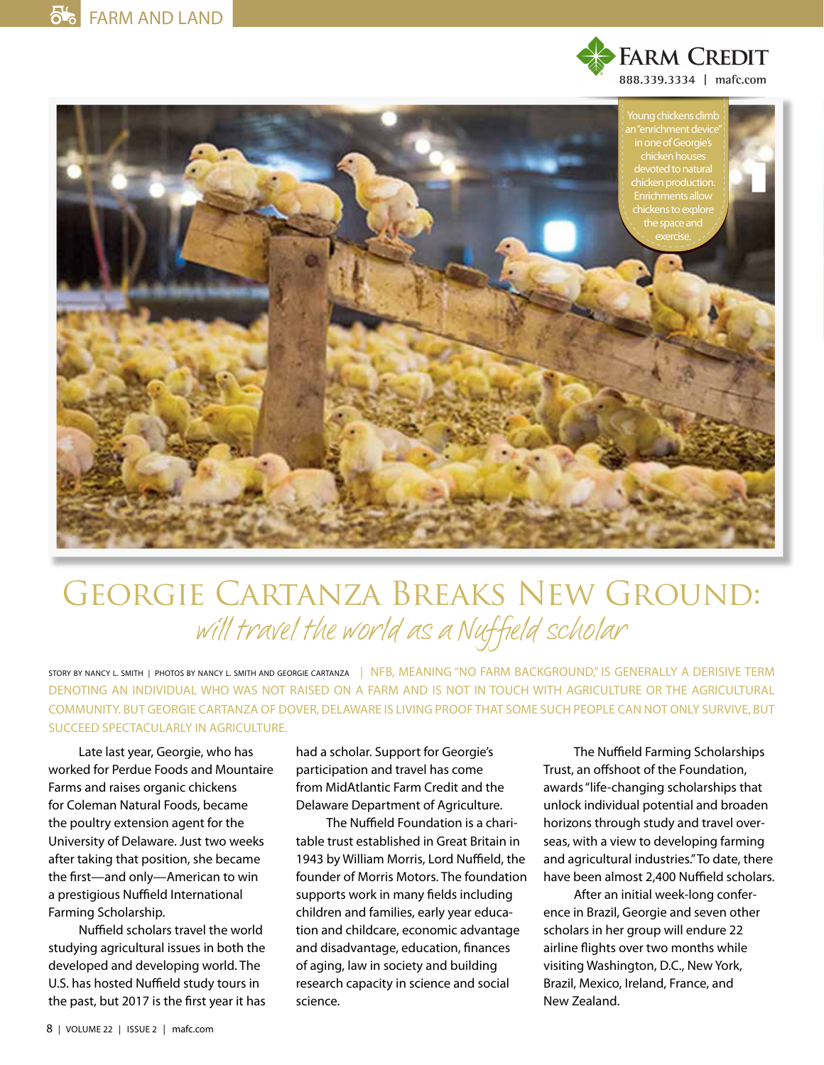Young chickens climb an "enrichment device" in one of Georgie's chicken houses devoted to natural chicken production. Enrichments allow chickens to explore the space and exercise.

# Georgie Cartanza Breaks New Ground:

## *will travel the world as a Nuffield scholar*

STORY BY NANCY L. SMITH | PHOTOS BY NANCY L. SMITH AND GEORGIE CARTANZA | NFB, MEANING "NO FARM BACKGROUND," IS GENERALLY A DERISIVE TERM DENOTING AN INDIVIDUAL WHO WAS NOT RAISED ON A FARM AND IS NOT IN TOUCH WITH AGRICULTURE OR THE AGRICULTURAL COMMUNITY. BUT GEORGIE CARTANZA OF DOVER, DELAWARE IS LIVING PROOF THAT SOME SUCH PEOPLE CAN NOT ONLY SURVIVE, BUT SUCCEED SPECTACULARLY IN AGRICULTURE.

Late last year, Georgie, who has worked for Perdue Foods and Mountaire Farms and raises organic chickens for Coleman Natural Foods, became the poultry extension agent for the University of Delaware. Just two weeks after taking that position, she became the first—and only—American to win a prestigious Nuffield International Farming Scholarship.

Nuffield scholars travel the world studying agricultural issues in both the developed and developing world. The U.S. has hosted Nuffield study tours in the past, but 2017 is the first year it has had a scholar. Support for Georgie's participation and travel has come from MidAtlantic Farm Credit and the Delaware Department of Agriculture.

The Nuffield Foundation is a charitable trust established in Great Britain in 1943 by William Morris, Lord Nuffield, the founder of Morris Motors. The foundation supports work in many fields including children and families, early year education and childcare, economic advantage and disadvantage, education, finances of aging, law in society and building research capacity in science and social science.

The Nuffield Farming Scholarships Trust, an offshoot of the Foundation, awards "life-changing scholarships that unlock individual potential and broaden horizons through study and travel overseas, with a view to developing farming and agricultural industries." To date, there have been almost 2,400 Nuffield scholars.

After an initial week-long conference in Brazil, Georgie and seven other scholars in her group will endure 22 airline flights over two months while visiting Washington, D.C., New York, Brazil, Mexico, Ireland, France, and New Zealand.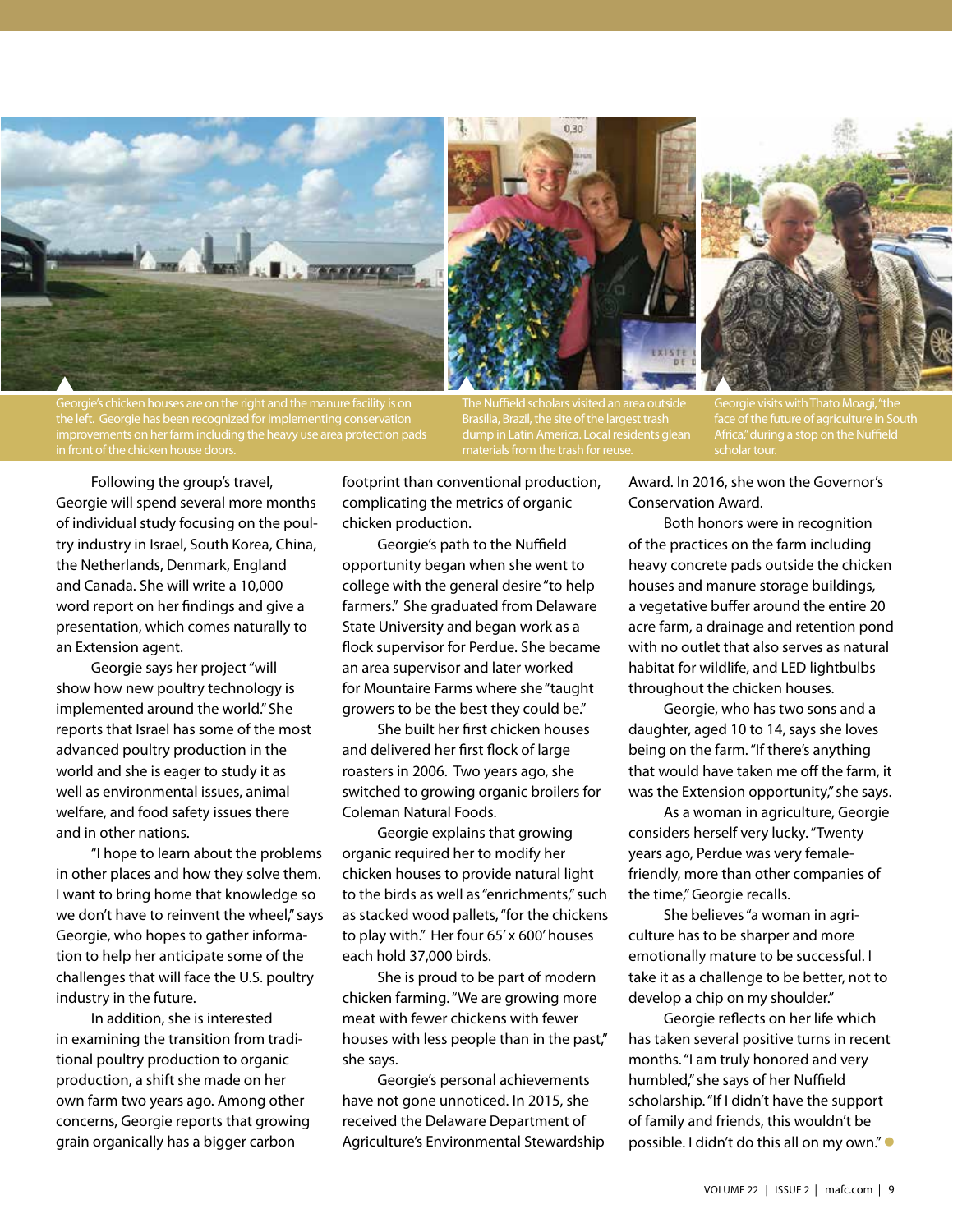Georgie's chicken houses are on the right and the manure facility is on the left. Georgie has been recognized for implementing conservation improvements on her farm including the heavy use area protection pads in front of the chicken house doors.

The Nuffield scholars visited an area outside Brasilia, Brazil, the site of the largest trash dump in Latin America. Local residents glean materials from the trash for reuse.

Georgie visits with Thato Moagi, "the face of the future of agriculture in South Africa," during a stop on the Nuffield scholar tour.

Following the group's travel, Georgie will spend several more months of individual study focusing on the poultry industry in Israel, South Korea, China, the Netherlands, Denmark, England and Canada. She will write a 10,000 word report on her findings and give a presentation, which comes naturally to an Extension agent.

Georgie says her project "will show how new poultry technology is implemented around the world." She reports that Israel has some of the most advanced poultry production in the world and she is eager to study it as well as environmental issues, animal welfare, and food safety issues there and in other nations.

"I hope to learn about the problems in other places and how they solve them. I want to bring home that knowledge so we don't have to reinvent the wheel," says Georgie, who hopes to gather information to help her anticipate some of the challenges that will face the U.S. poultry industry in the future.

In addition, she is interested in examining the transition from traditional poultry production to organic production, a shift she made on her own farm two years ago. Among other concerns, Georgie reports that growing grain organically has a bigger carbon footprint than conventional production, complicating the metrics of organic chicken production.

Georgie's path to the Nuffield opportunity began when she went to college with the general desire "to help farmers." She graduated from Delaware State University and began work as a flock supervisor for Perdue. She became an area supervisor and later worked for Mountaire Farms where she "taught growers to be the best they could be."

She built her first chicken houses and delivered her first flock of large roasters in 2006. Two years ago, she switched to growing organic broilers for Coleman Natural Foods.

Georgie explains that growing organic required her to modify her chicken houses to provide natural light to the birds as well as "enrichments," such as stacked wood pallets, "for the chickens to play with." Her four 65' x 600' houses each hold 37,000 birds.

She is proud to be part of modern chicken farming. "We are growing more meat with fewer chickens with fewer houses with less people than in the past," she says.

Georgie's personal achievements have not gone unnoticed. In 2015, she received the Delaware Department of Agriculture's Environmental Stewardship Award. In 2016, she won the Governor's Conservation Award.

Both honors were in recognition of the practices on the farm including heavy concrete pads outside the chicken houses and manure storage buildings, a vegetative buffer around the entire 20 acre farm, a drainage and retention pond with no outlet that also serves as natural habitat for wildlife, and LED lightbulbs throughout the chicken houses.

Georgie, who has two sons and a daughter, aged 10 to 14, says she loves being on the farm. "If there's anything that would have taken me off the farm, it was the Extension opportunity," she says.

As a woman in agriculture, Georgie considers herself very lucky. "Twenty years ago, Perdue was very female-friendly, more than other companies of the time," Georgie recalls.

She believes "a woman in agriculture has to be sharper and more emotionally mature to be successful. I take it as a challenge to be better, not to develop a chip on my shoulder."

Georgie reflects on her life which has taken several positive turns in recent months. "I am truly honored and very humbled," she says of her Nuffield scholarship. "If I didn't have the support of family and friends, this wouldn't be possible. I didn't do this all on my own."